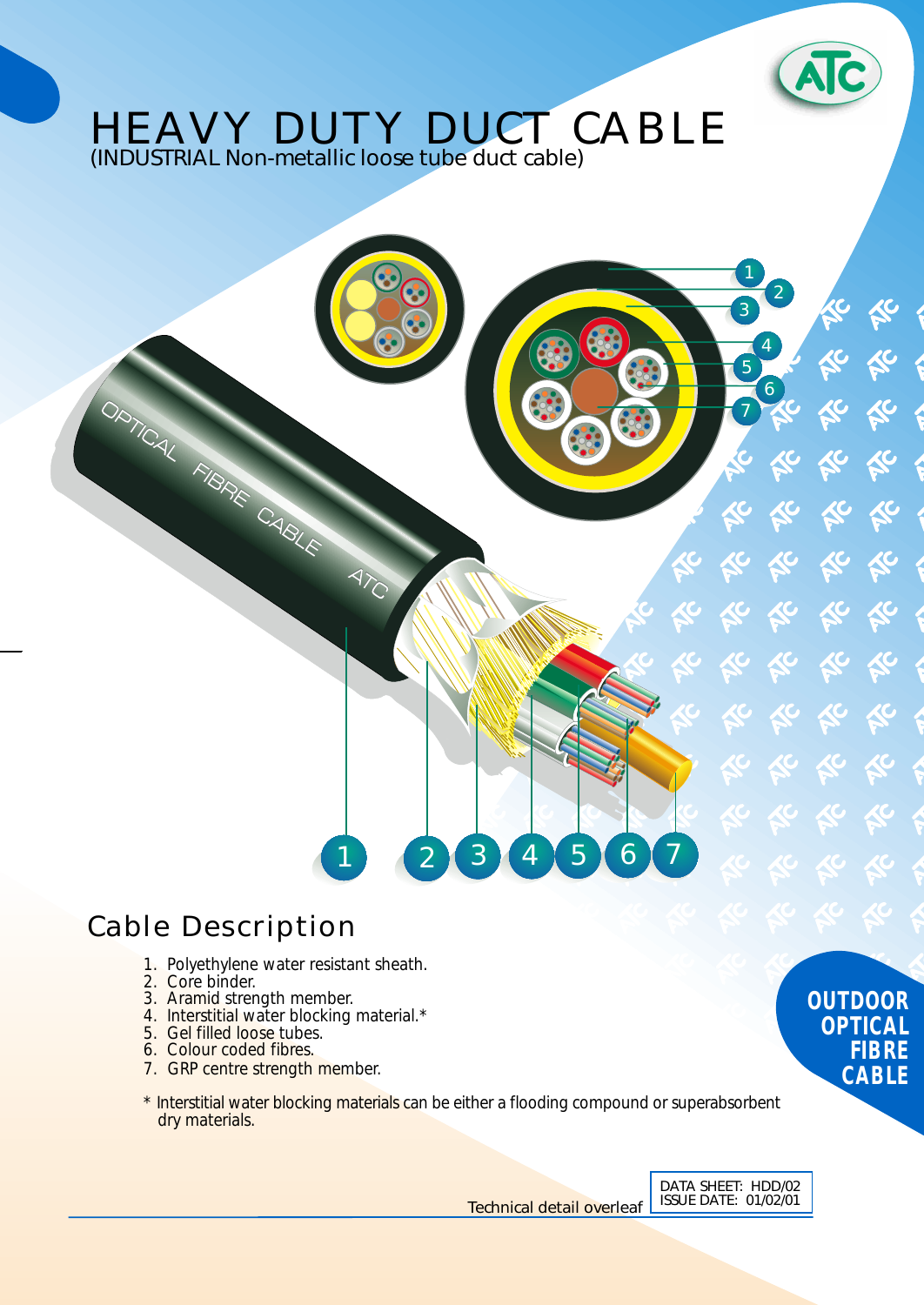# HEAVY DUTY DUCT CABLE

(INDUSTRIAL Non-metallic loose tube duct cable)

## Cable Description

1. Polyethylene water resistant sheath.
2. Core binder.
3. Aramid strength member.
4. Interstitial water blocking material.*
5. Gel filled loose tubes.
6. Colour coded fibres.
7. GRP centre strength member.

\* Interstitial water blocking materials can be either a flooding compound or superabsorbent dry materials.

**OUTDOOR OPTICAL FIBRE CABLE**

Technical detail overleaf

DATA SHEET: HDD/02
ISSUE DATE: 01/02/01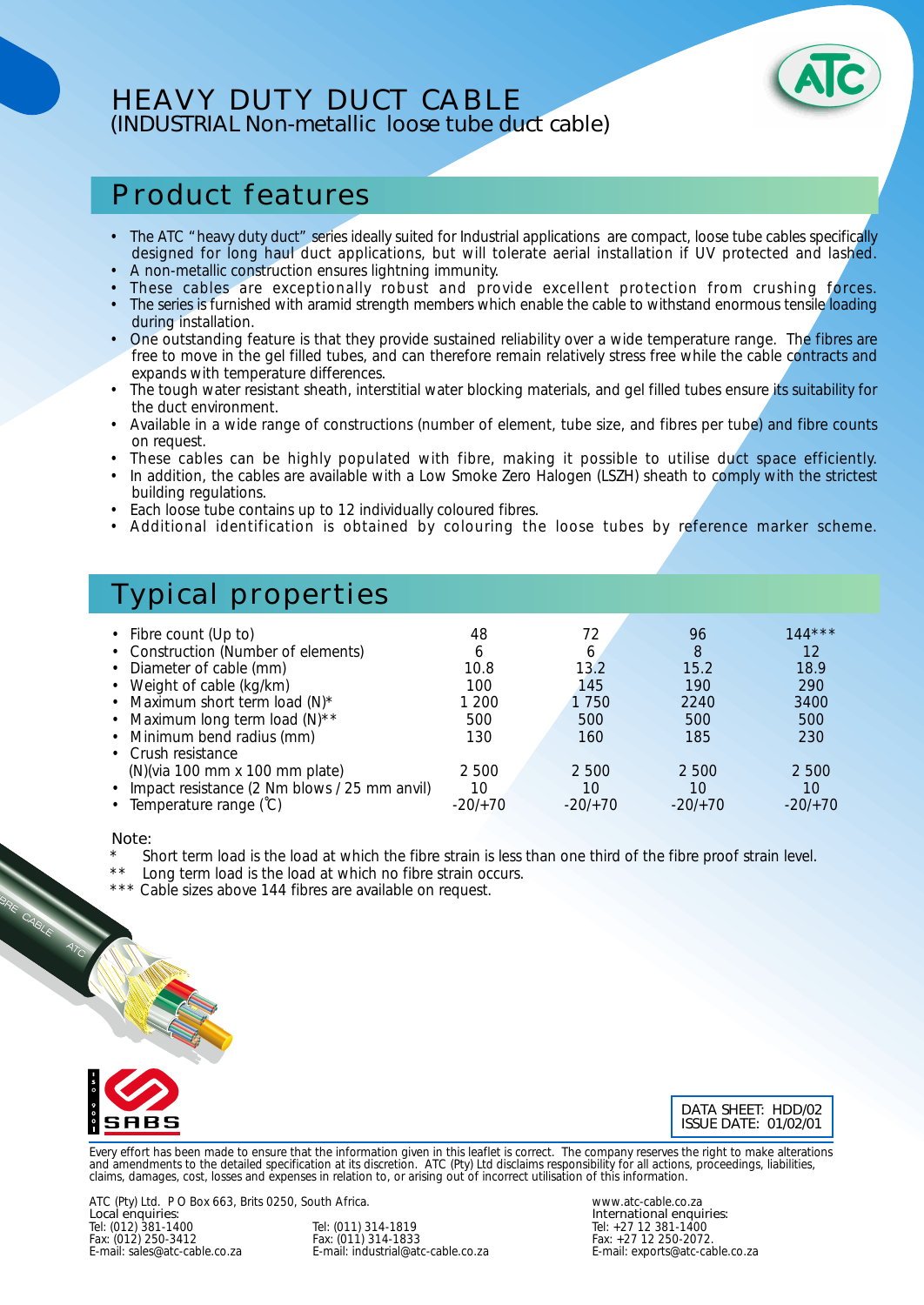# HEAVY DUTY DUCT CABLE

(INDUSTRIAL Non-metallic loose tube duct cable)

## Product features

- The ATC "heavy duty duct" series ideally suited for Industrial applications are compact, loose tube cables specifically designed for long haul duct applications, but will tolerate aerial installation if UV protected and lashed.
- A non-metallic construction ensures lightning immunity.
- These cables are exceptionally robust and provide excellent protection from crushing forces.
- The series is furnished with aramid strength members which enable the cable to withstand enormous tensile loading during installation.
- One outstanding feature is that they provide sustained reliability over a wide temperature range. The fibres are free to move in the gel filled tubes, and can therefore remain relatively stress free while the cable contracts and expands with temperature differences.
- The tough water resistant sheath, interstitial water blocking materials, and gel filled tubes ensure its suitability for the duct environment.
- Available in a wide range of constructions (number of element, tube size, and fibres per tube) and fibre counts on request.
- These cables can be highly populated with fibre, making it possible to utilise duct space efficiently.
- In addition, the cables are available with a Low Smoke Zero Halogen (LSZH) sheath to comply with the strictest building regulations.
- Each loose tube contains up to 12 individually coloured fibres.
- Additional identification is obtained by colouring the loose tubes by reference marker scheme.

## Typical properties

| | | | | |
|---|---|---|---|---|
| • Fibre count (Up to) | 48 | 72 | 96 | 144*** |
| • Construction (Number of elements) | 6 | 6 | 8 | 12 |
| • Diameter of cable (mm) | 10.8 | 13.2 | 15.2 | 18.9 |
| • Weight of cable (kg/km) | 100 | 145 | 190 | 290 |
| • Maximum short term load (N)* | 1 200 | 1 750 | 2240 | 3400 |
| • Maximum long term load (N)** | 500 | 500 | 500 | 500 |
| • Minimum bend radius (mm) | 130 | 160 | 185 | 230 |
| • Crush resistance (N)(via 100 mm x 100 mm plate) | 2 500 | 2 500 | 2 500 | 2 500 |
| • Impact resistance (2 Nm blows / 25 mm anvil) | 10 | 10 | 10 | 10 |
| • Temperature range (℃) | -20/+70 | -20/+70 | -20/+70 | -20/+70 |

Note:

\* Short term load is the load at which the fibre strain is less than one third of the fibre proof strain level.

** Long term load is the load at which no fibre strain occurs.

*** Cable sizes above 144 fibres are available on request.

DATA SHEET: HDD/02
ISSUE DATE: 01/02/01

Every effort has been made to ensure that the information given in this leaflet is correct. The company reserves the right to make alterations and amendments to the detailed specification at its discretion. ATC (Pty) Ltd disclaims responsibility for all actions, proceedings, liabilities, claims, damages, cost, losses and expenses in relation to, or arising out of incorrect utilisation of this information.

ATC (Pty) Ltd. P O Box 663, Brits 0250, South Africa.
Local enquiries:
Tel: (012) 381-1400
Fax: (012) 250-3412
E-mail: sales@atc-cable.co.za

Tel: (011) 314-1819
Fax: (011) 314-1833
E-mail: industrial@atc-cable.co.za

www.atc-cable.co.za
International enquiries:
Tel: +27 12 381-1400
Fax: +27 12 250-2072.
E-mail: exports@atc-cable.co.za